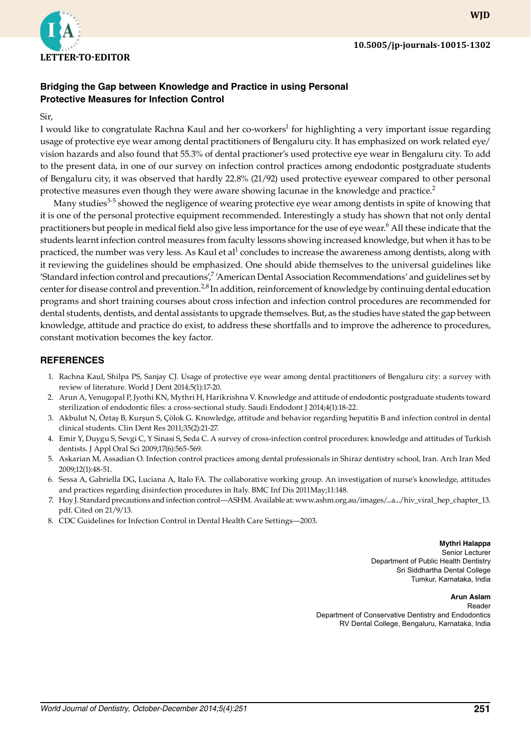LETTER-TO-EDITOR

10.5005/jp-journals-10015-1302

## Bridging the Gap between Knowledge and Practice in using Personal Protective Measures for Infection Control

Sir,

I would like to congratulate Rachna Kaul and her co-workers[1] for highlighting a very important issue regarding usage of protective eye wear among dental practitioners of Bengaluru city. It has emphasized on work related eye/vision hazards and also found that 55.3% of dental practioner's used protective eye wear in Bengaluru city. To add to the present data, in one of our survey on infection control practices among endodontic postgraduate students of Bengaluru city, it was observed that hardly 22.8% (21/92) used protective eyewear compared to other personal protective measures even though they were aware showing lacunae in the knowledge and practice.[2]

Many studies[3-5] showed the negligence of wearing protective eye wear among dentists in spite of knowing that it is one of the personal protective equipment recommended. Interestingly a study has shown that not only dental practitioners but people in medical field also give less importance for the use of eye wear.[6] All these indicate that the students learnt infection control measures from faculty lessons showing increased knowledge, but when it has to be practiced, the number was very less. As Kaul et al[1] concludes to increase the awareness among dentists, along with it reviewing the guidelines should be emphasized. One should abide themselves to the universal guidelines like 'Standard infection control and precautions',[7] 'American Dental Association Recommendations' and guidelines set by center for disease control and prevention.[2,8] In addition, reinforcement of knowledge by continuing dental education programs and short training courses about cross infection and infection control procedures are recommended for dental students, dentists, and dental assistants to upgrade themselves. But, as the studies have stated the gap between knowledge, attitude and practice do exist, to address these shortfalls and to improve the adherence to procedures, constant motivation becomes the key factor.

## REFERENCES

1. Rachna Kaul, Shilpa PS, Sanjay CJ. Usage of protective eye wear among dental practitioners of Bengaluru city: a survey with review of literature. World J Dent 2014;5(1):17-20.
2. Arun A, Venugopal P, Jyothi KN, Mythri H, Harikrishna V. Knowledge and attitude of endodontic postgraduate students toward sterilization of endodontic files: a cross-sectional study. Saudi Endodont J 2014;4(1):18-22.
3. Akbulut N, Öztaş B, Kurşun S, Çölok G. Knowledge, attitude and behavior regarding hepatitis B and infection control in dental clinical students. Clin Dent Res 2011;35(2):21-27.
4. Emir Y, Duygu S, Sevgi C, Y Sinasi S, Seda C. A survey of cross-infection control procedures: knowledge and attitudes of Turkish dentists. J Appl Oral Sci 2009;17(6):565-569.
5. Askarian M, Assadian O. Infection control practices among dental professionals in Shiraz dentistry school, Iran. Arch Iran Med 2009;12(1):48-51.
6. Sessa A, Gabriella DG, Luciana A, Italo FA. The collaborative working group. An investigation of nurse's knowledge, attitudes and practices regarding disinfection procedures in Italy. BMC Inf Dis 2011May;11:148.
7. Hoy J. Standard precautions and infection control—ASHM. Available at: www.ashm.org.au/images/...a.../hiv_viral_hep_chapter_13.pdf. Cited on 21/9/13.
8. CDC Guidelines for Infection Control in Dental Health Care Settings—2003.

**Mythri Halappa**
Senior Lecturer
Department of Public Health Dentistry
Sri Siddhartha Dental College
Tumkur, Karnataka, India

**Arun Aslam**
Reader
Department of Conservative Dentistry and Endodontics
RV Dental College, Bengaluru, Karnataka, India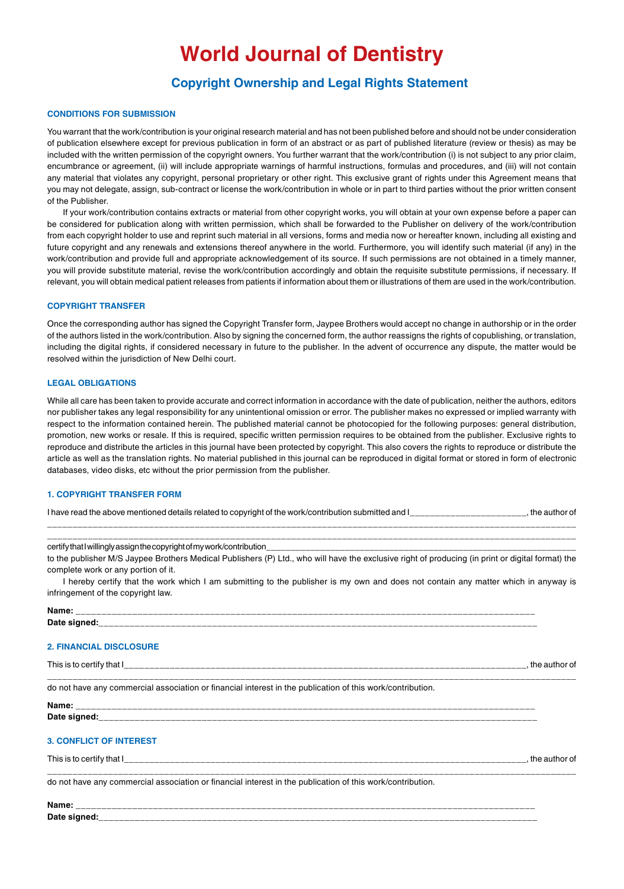# World Journal of Dentistry

## Copyright Ownership and Legal Rights Statement

### CONDITIONS FOR SUBMISSION

You warrant that the work/contribution is your original research material and has not been published before and should not be under consideration of publication elsewhere except for previous publication in form of an abstract or as part of published literature (review or thesis) as may be included with the written permission of the copyright owners. You further warrant that the work/contribution (i) is not subject to any prior claim, encumbrance or agreement, (ii) will include appropriate warnings of harmful instructions, formulas and procedures, and (iii) will not contain any material that violates any copyright, personal proprietary or other right. This exclusive grant of rights under this Agreement means that you may not delegate, assign, sub-contract or license the work/contribution in whole or in part to third parties without the prior written consent of the Publisher.

If your work/contribution contains extracts or material from other copyright works, you will obtain at your own expense before a paper can be considered for publication along with written permission, which shall be forwarded to the Publisher on delivery of the work/contribution from each copyright holder to use and reprint such material in all versions, forms and media now or hereafter known, including all existing and future copyright and any renewals and extensions thereof anywhere in the world. Furthermore, you will identify such material (if any) in the work/contribution and provide full and appropriate acknowledgement of its source. If such permissions are not obtained in a timely manner, you will provide substitute material, revise the work/contribution accordingly and obtain the requisite substitute permissions, if necessary. If relevant, you will obtain medical patient releases from patients if information about them or illustrations of them are used in the work/contribution.

### COPYRIGHT TRANSFER

Once the corresponding author has signed the Copyright Transfer form, Jaypee Brothers would accept no change in authorship or in the order of the authors listed in the work/contribution. Also by signing the concerned form, the author reassigns the rights of copublishing, or translation, including the digital rights, if considered necessary in future to the publisher. In the advent of occurrence any dispute, the matter would be resolved within the jurisdiction of New Delhi court.

### LEGAL OBLIGATIONS

While all care has been taken to provide accurate and correct information in accordance with the date of publication, neither the authors, editors nor publisher takes any legal responsibility for any unintentional omission or error. The publisher makes no expressed or implied warranty with respect to the information contained herein. The published material cannot be photocopied for the following purposes: general distribution, promotion, new works or resale. If this is required, specific written permission requires to be obtained from the publisher. Exclusive rights to reproduce and distribute the articles in this journal have been protected by copyright. This also covers the rights to reproduce or distribute the article as well as the translation rights. No material published in this journal can be reproduced in digital format or stored in form of electronic databases, video disks, etc without the prior permission from the publisher.

### 1. COPYRIGHT TRANSFER FORM

I have read the above mentioned details related to copyright of the work/contribution submitted and I_______________________, the author of ______________________________________________________________________________________________________________

______________________________________________________________________________________________________________

certify that I willingly assign the copyright of my work/contribution___________________________________________________________

to the publisher M/S Jaypee Brothers Medical Publishers (P) Ltd., who will have the exclusive right of producing (in print or digital format) the complete work or any portion of it.

I hereby certify that the work which I am submitting to the publisher is my own and does not contain any matter which in anyway is infringement of the copyright law.

**Name:** ____________________________________________________________________________________________

**Date signed:**_________________________________________________________________________________________

### 2. FINANCIAL DISCLOSURE

This is to certify that I____________________________________________________________________________, the author of ______________________________________________________________________________________________________________

do not have any commercial association or financial interest in the publication of this work/contribution.

**Name:** ____________________________________________________________________________________________

**Date signed:**_________________________________________________________________________________________

### 3. CONFLICT OF INTEREST

This is to certify that I____________________________________________________________________________, the author of ______________________________________________________________________________________________________________

do not have any commercial association or financial interest in the publication of this work/contribution.

**Name:** ____________________________________________________________________________________________

**Date signed:**_________________________________________________________________________________________